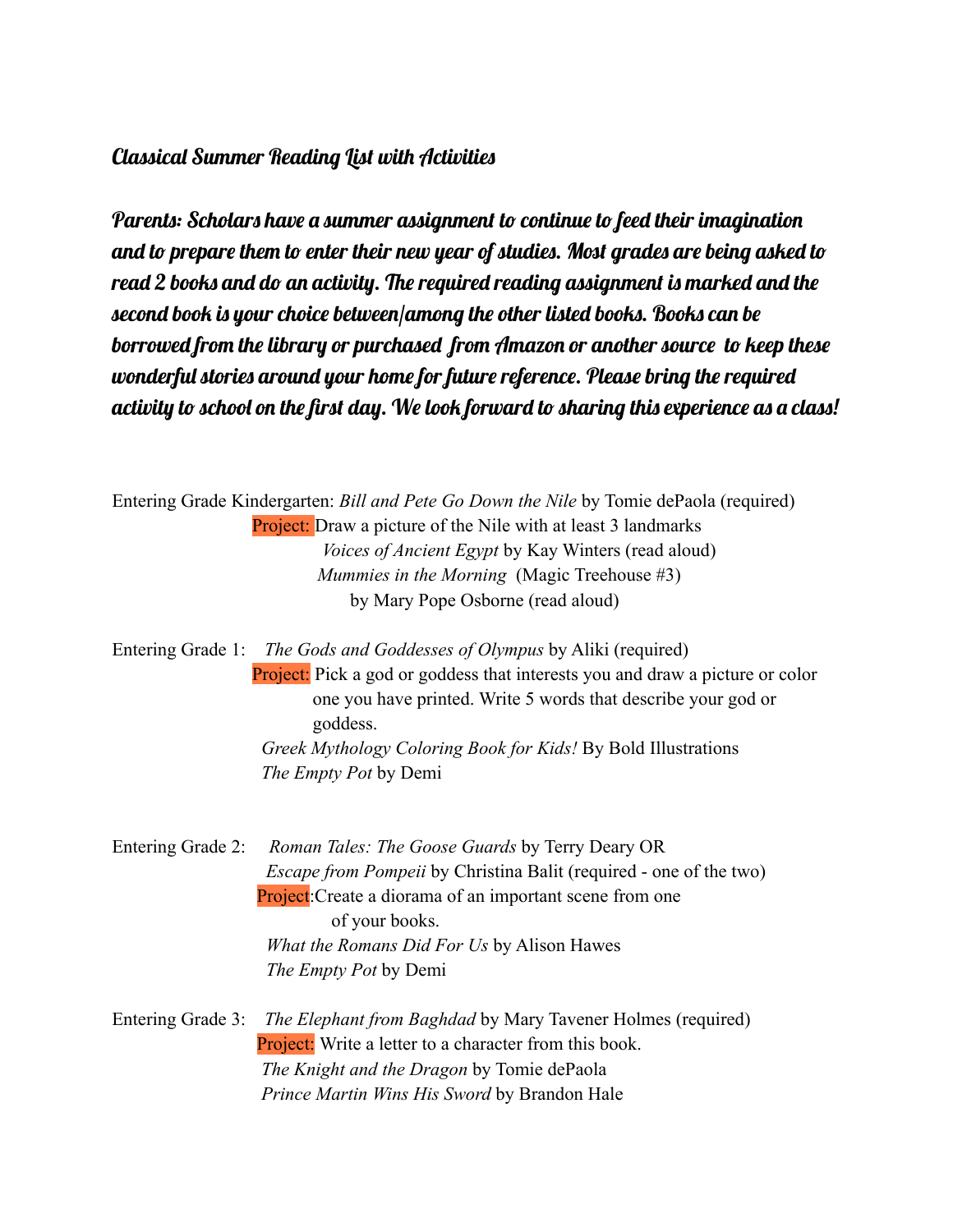## *Classical Summer Reading List with Activities*

***Parents: Scholars have a summer assignment to continue to feed their imagination and to prepare them to enter their new year of studies. Most grades are being asked to read 2 books and do an activity. The required reading assignment is marked and the second book is your choice between/among the other listed books. Books can be borrowed from the library or purchased from Amazon or another source to keep these wonderful stories around your home for future reference. Please bring the required activity to school on the first day. We look forward to sharing this experience as a class!***

Entering Grade Kindergarten: *Bill and Pete Go Down the Nile* by Tomie dePaola (required)

Project: Draw a picture of the Nile with at least 3 landmarks

*Voices of Ancient Egypt* by Kay Winters (read aloud)

*Mummies in the Morning* (Magic Treehouse #3) by Mary Pope Osborne (read aloud)

Entering Grade 1: *The Gods and Goddesses of Olympus* by Aliki (required)

Project: Pick a god or goddess that interests you and draw a picture or color one you have printed. Write 5 words that describe your god or goddess.

*Greek Mythology Coloring Book for Kids!* By Bold Illustrations

*The Empty Pot* by Demi

Entering Grade 2: *Roman Tales: The Goose Guards* by Terry Deary OR *Escape from Pompeii* by Christina Balit (required - one of the two)

Project: Create a diorama of an important scene from one of your books.

*What the Romans Did For Us* by Alison Hawes

*The Empty Pot* by Demi

Entering Grade 3: *The Elephant from Baghdad* by Mary Tavener Holmes (required)

Project: Write a letter to a character from this book.

*The Knight and the Dragon* by Tomie dePaola

*Prince Martin Wins His Sword* by Brandon Hale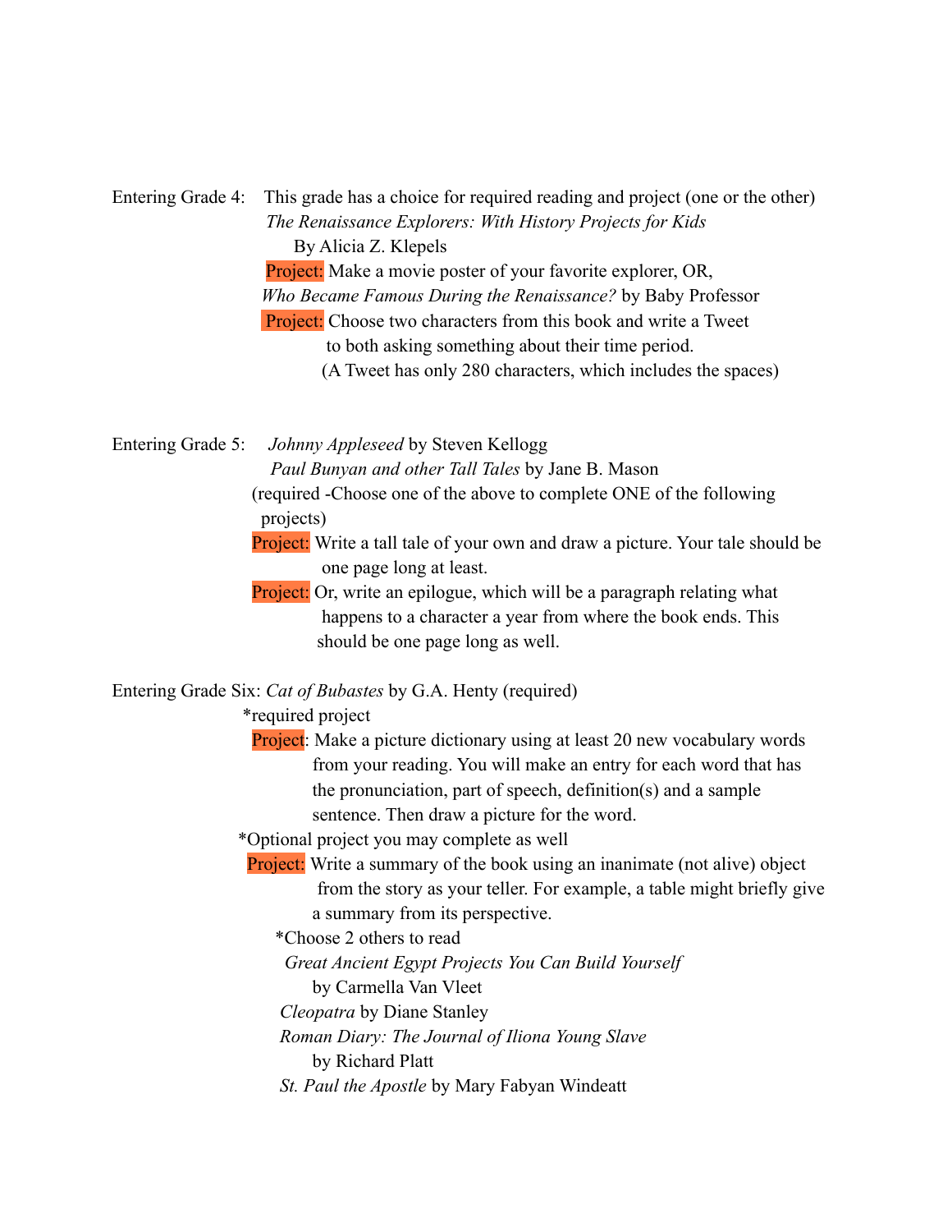Entering Grade 4: This grade has a choice for required reading and project (one or the other)

*The Renaissance Explorers: With History Projects for Kids*
By Alicia Z. Klepels

Project: Make a movie poster of your favorite explorer, OR,

*Who Became Famous During the Renaissance?* by Baby Professor

Project: Choose two characters from this book and write a Tweet to both asking something about their time period.
(A Tweet has only 280 characters, which includes the spaces)

Entering Grade 5: *Johnny Appleseed* by Steven Kellogg
*Paul Bunyan and other Tall Tales* by Jane B. Mason
(required -Choose one of the above to complete ONE of the following projects)

Project: Write a tall tale of your own and draw a picture. Your tale should be one page long at least.

Project: Or, write an epilogue, which will be a paragraph relating what happens to a character a year from where the book ends. This should be one page long as well.

Entering Grade Six: *Cat of Bubastes* by G.A. Henty (required)

*required project

Project: Make a picture dictionary using at least 20 new vocabulary words from your reading. You will make an entry for each word that has the pronunciation, part of speech, definition(s) and a sample sentence. Then draw a picture for the word.

*Optional project you may complete as well

Project: Write a summary of the book using an inanimate (not alive) object from the story as your teller. For example, a table might briefly give a summary from its perspective.

*Choose 2 others to read

*Great Ancient Egypt Projects You Can Build Yourself*
by Carmella Van Vleet

*Cleopatra* by Diane Stanley

*Roman Diary: The Journal of Iliona Young Slave*
by Richard Platt

*St. Paul the Apostle* by Mary Fabyan Windeatt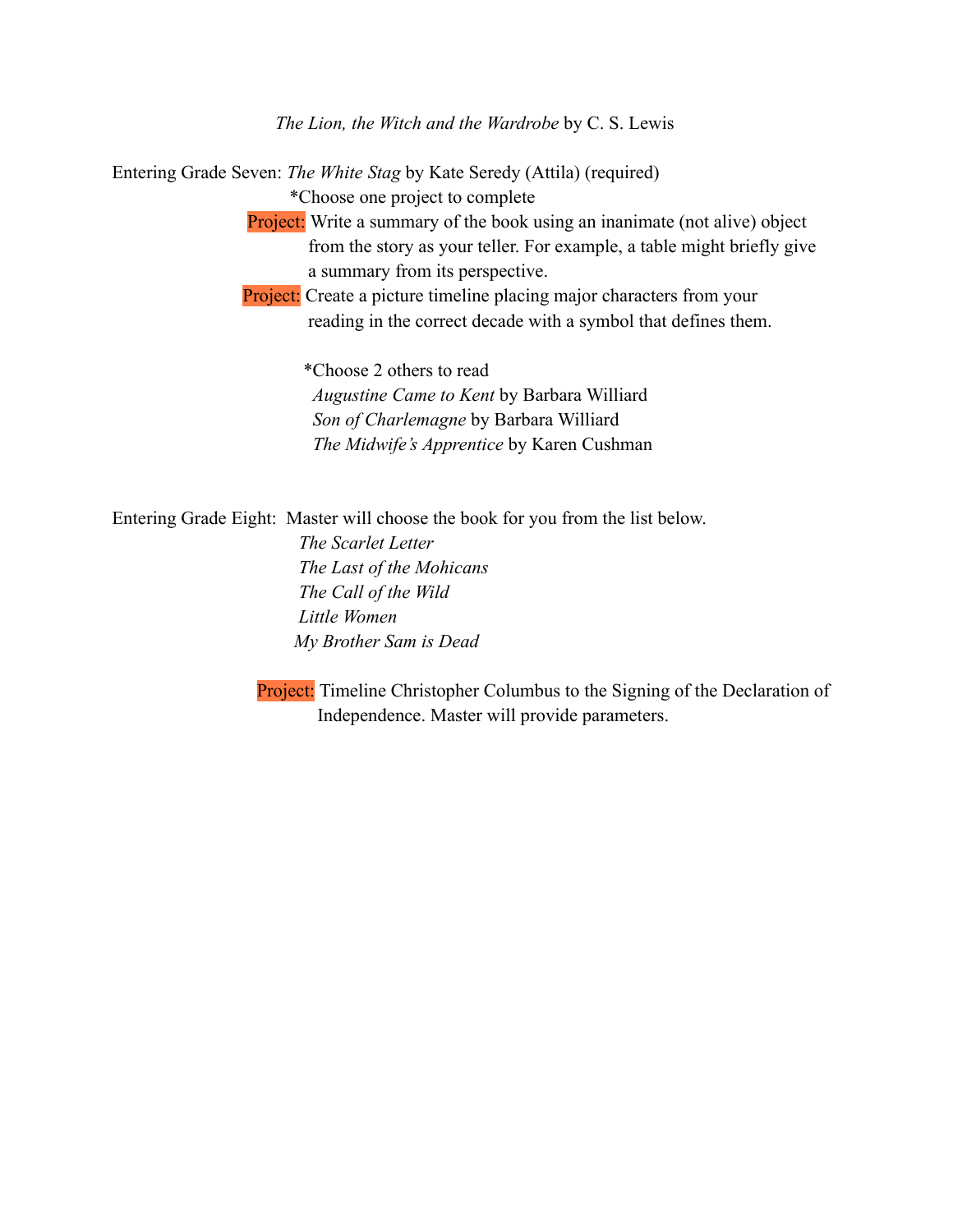*The Lion, the Witch and the Wardrobe* by C. S. Lewis

Entering Grade Seven: *The White Stag* by Kate Seredy (Attila) (required)

*Choose one project to complete

**Project:** Write a summary of the book using an inanimate (not alive) object from the story as your teller. For example, a table might briefly give a summary from its perspective.

**Project:** Create a picture timeline placing major characters from your reading in the correct decade with a symbol that defines them.

*Choose 2 others to read

*Augustine Came to Kent* by Barbara Williard
*Son of Charlemagne* by Barbara Williard
*The Midwife's Apprentice* by Karen Cushman

Entering Grade Eight: Master will choose the book for you from the list below.

*The Scarlet Letter*
*The Last of the Mohicans*
*The Call of the Wild*
*Little Women*
*My Brother Sam is Dead*

**Project:** Timeline Christopher Columbus to the Signing of the Declaration of Independence. Master will provide parameters.